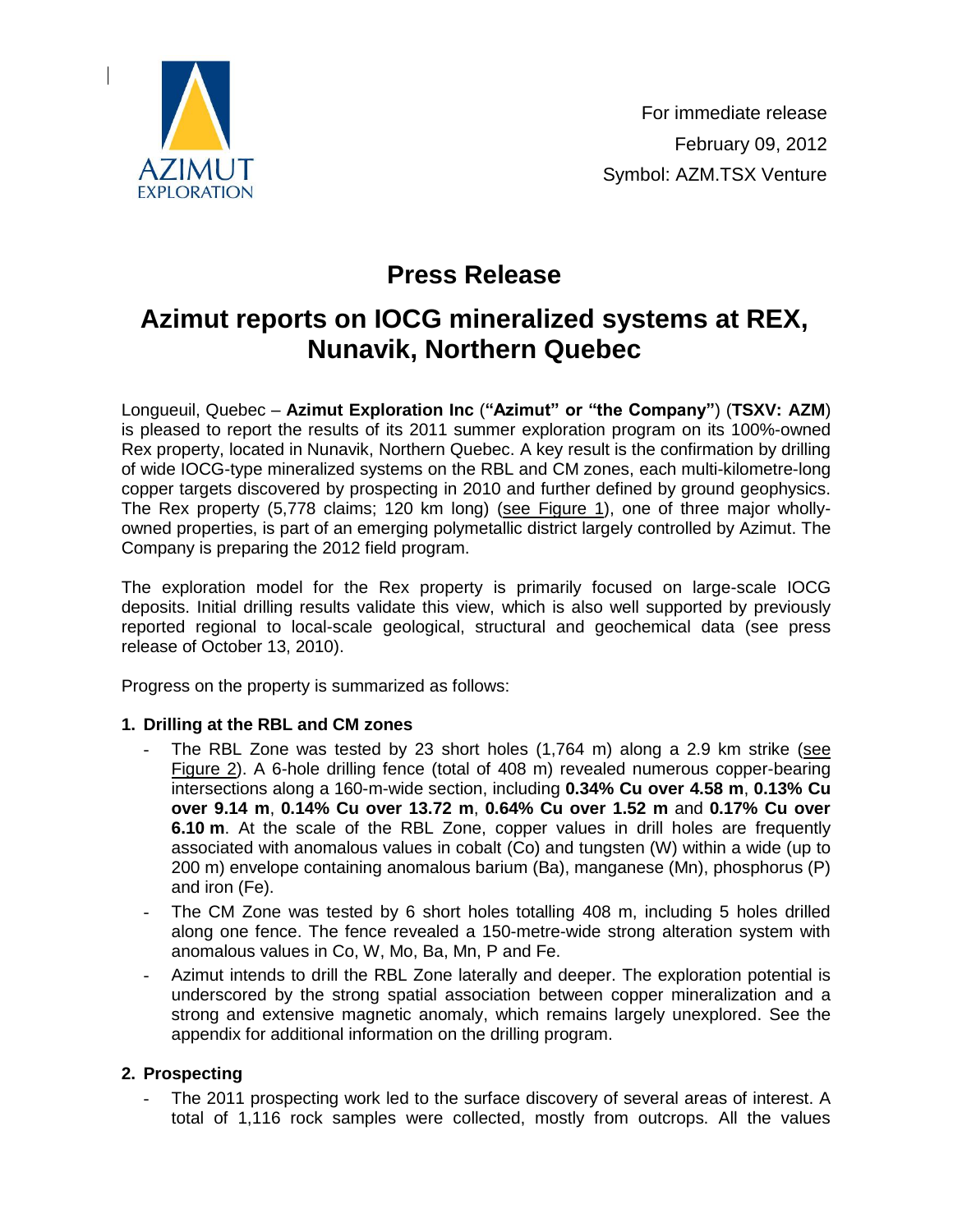For immediate release
February 09, 2012
Symbol: AZM.TSX Venture

# Press Release

# Azimut reports on IOCG mineralized systems at REX, Nunavik, Northern Quebec

Longueuil, Quebec – **Azimut Exploration Inc** (**"Azimut" or "the Company"**) (**TSXV: AZM**) is pleased to report the results of its 2011 summer exploration program on its 100%-owned Rex property, located in Nunavik, Northern Quebec. A key result is the confirmation by drilling of wide IOCG-type mineralized systems on the RBL and CM zones, each multi-kilometre-long copper targets discovered by prospecting in 2010 and further defined by ground geophysics. The Rex property (5,778 claims; 120 km long) (see Figure 1), one of three major wholly-owned properties, is part of an emerging polymetallic district largely controlled by Azimut. The Company is preparing the 2012 field program.

The exploration model for the Rex property is primarily focused on large-scale IOCG deposits. Initial drilling results validate this view, which is also well supported by previously reported regional to local-scale geological, structural and geochemical data (see press release of October 13, 2010).

Progress on the property is summarized as follows:

### 1. Drilling at the RBL and CM zones

- The RBL Zone was tested by 23 short holes (1,764 m) along a 2.9 km strike (see Figure 2). A 6-hole drilling fence (total of 408 m) revealed numerous copper-bearing intersections along a 160-m-wide section, including **0.34% Cu over 4.58 m**, **0.13% Cu over 9.14 m**, **0.14% Cu over 13.72 m**, **0.64% Cu over 1.52 m** and **0.17% Cu over 6.10 m**. At the scale of the RBL Zone, copper values in drill holes are frequently associated with anomalous values in cobalt (Co) and tungsten (W) within a wide (up to 200 m) envelope containing anomalous barium (Ba), manganese (Mn), phosphorus (P) and iron (Fe).
- The CM Zone was tested by 6 short holes totalling 408 m, including 5 holes drilled along one fence. The fence revealed a 150-metre-wide strong alteration system with anomalous values in Co, W, Mo, Ba, Mn, P and Fe.
- Azimut intends to drill the RBL Zone laterally and deeper. The exploration potential is underscored by the strong spatial association between copper mineralization and a strong and extensive magnetic anomaly, which remains largely unexplored. See the appendix for additional information on the drilling program.

### 2. Prospecting

- The 2011 prospecting work led to the surface discovery of several areas of interest. A total of 1,116 rock samples were collected, mostly from outcrops. All the values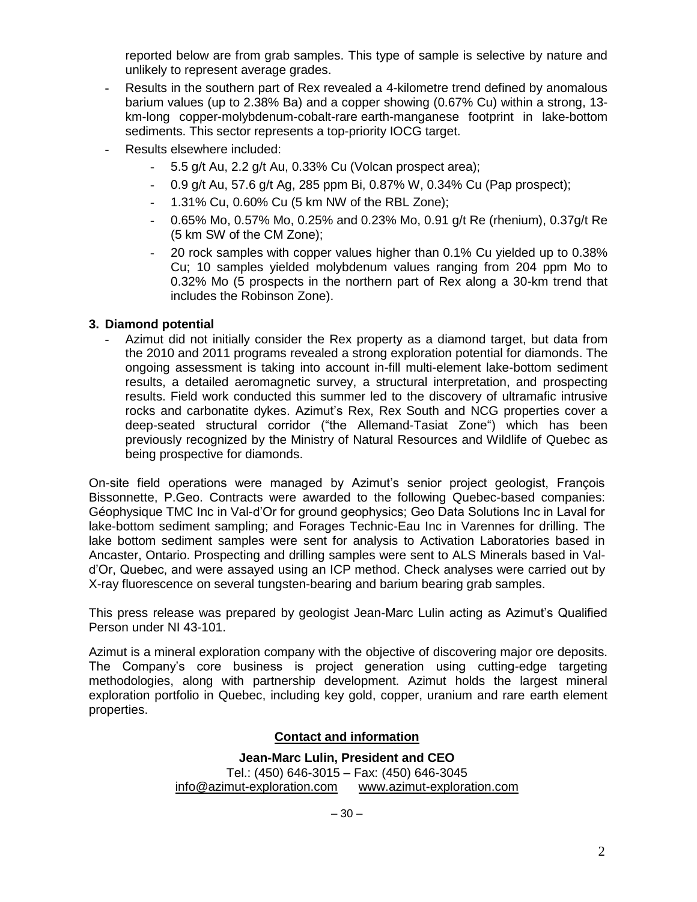reported below are from grab samples. This type of sample is selective by nature and unlikely to represent average grades.

- Results in the southern part of Rex revealed a 4-kilometre trend defined by anomalous barium values (up to 2.38% Ba) and a copper showing (0.67% Cu) within a strong, 13-km-long copper-molybdenum-cobalt-rare earth-manganese footprint in lake-bottom sediments. This sector represents a top-priority IOCG target.
- Results elsewhere included:
  - 5.5 g/t Au, 2.2 g/t Au, 0.33% Cu (Volcan prospect area);
  - 0.9 g/t Au, 57.6 g/t Ag, 285 ppm Bi, 0.87% W, 0.34% Cu (Pap prospect);
  - 1.31% Cu, 0.60% Cu (5 km NW of the RBL Zone);
  - 0.65% Mo, 0.57% Mo, 0.25% and 0.23% Mo, 0.91 g/t Re (rhenium), 0.37g/t Re (5 km SW of the CM Zone);
  - 20 rock samples with copper values higher than 0.1% Cu yielded up to 0.38% Cu; 10 samples yielded molybdenum values ranging from 204 ppm Mo to 0.32% Mo (5 prospects in the northern part of Rex along a 30-km trend that includes the Robinson Zone).

### 3. Diamond potential

- Azimut did not initially consider the Rex property as a diamond target, but data from the 2010 and 2011 programs revealed a strong exploration potential for diamonds. The ongoing assessment is taking into account in-fill multi-element lake-bottom sediment results, a detailed aeromagnetic survey, a structural interpretation, and prospecting results. Field work conducted this summer led to the discovery of ultramafic intrusive rocks and carbonatite dykes. Azimut's Rex, Rex South and NCG properties cover a deep-seated structural corridor ("the Allemand-Tasiat Zone") which has been previously recognized by the Ministry of Natural Resources and Wildlife of Quebec as being prospective for diamonds.

On-site field operations were managed by Azimut's senior project geologist, François Bissonnette, P.Geo. Contracts were awarded to the following Quebec-based companies: Géophysique TMC Inc in Val-d'Or for ground geophysics; Geo Data Solutions Inc in Laval for lake-bottom sediment sampling; and Forages Technic-Eau Inc in Varennes for drilling. The lake bottom sediment samples were sent for analysis to Activation Laboratories based in Ancaster, Ontario. Prospecting and drilling samples were sent to ALS Minerals based in Val-d'Or, Quebec, and were assayed using an ICP method. Check analyses were carried out by X-ray fluorescence on several tungsten-bearing and barium bearing grab samples.

This press release was prepared by geologist Jean-Marc Lulin acting as Azimut's Qualified Person under NI 43-101.

Azimut is a mineral exploration company with the objective of discovering major ore deposits. The Company's core business is project generation using cutting-edge targeting methodologies, along with partnership development. Azimut holds the largest mineral exploration portfolio in Quebec, including key gold, copper, uranium and rare earth element properties.

**Contact and information**

**Jean-Marc Lulin, President and CEO**
Tel.: (450) 646-3015 – Fax: (450) 646-3045
info@azimut-exploration.com www.azimut-exploration.com

– 30 –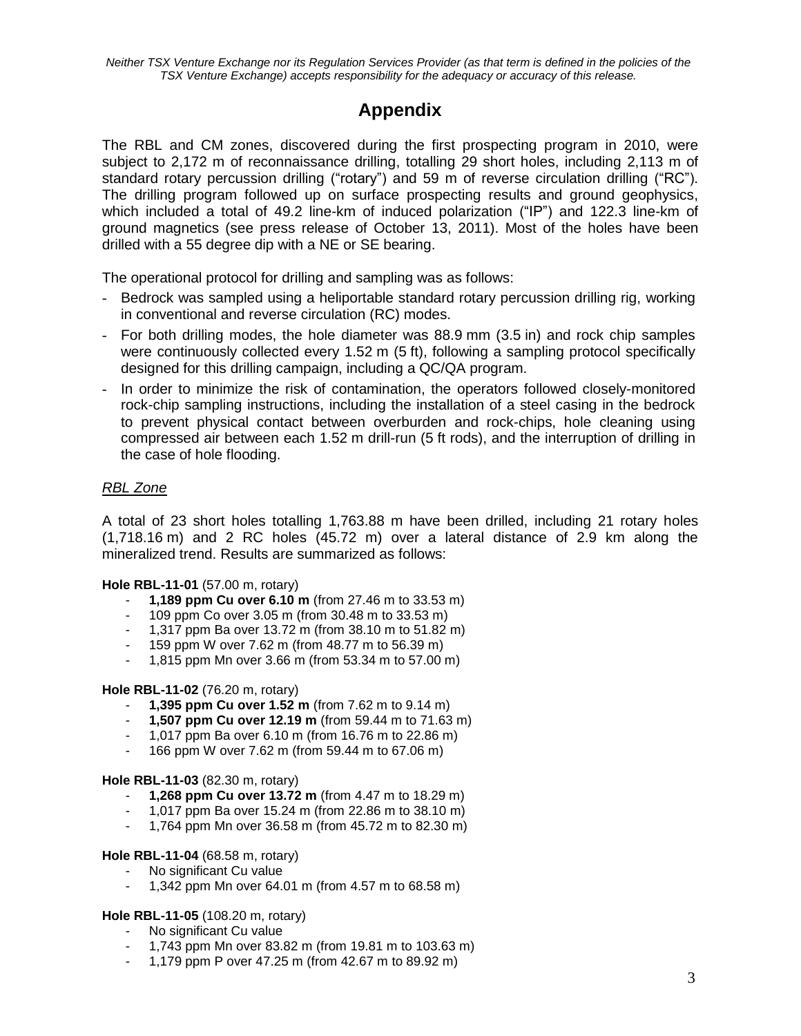*Neither TSX Venture Exchange nor its Regulation Services Provider (as that term is defined in the policies of the TSX Venture Exchange) accepts responsibility for the adequacy or accuracy of this release.*

# Appendix

The RBL and CM zones, discovered during the first prospecting program in 2010, were subject to 2,172 m of reconnaissance drilling, totalling 29 short holes, including 2,113 m of standard rotary percussion drilling ("rotary") and 59 m of reverse circulation drilling ("RC"). The drilling program followed up on surface prospecting results and ground geophysics, which included a total of 49.2 line-km of induced polarization ("IP") and 122.3 line-km of ground magnetics (see press release of October 13, 2011). Most of the holes have been drilled with a 55 degree dip with a NE or SE bearing.

The operational protocol for drilling and sampling was as follows:

- Bedrock was sampled using a heliportable standard rotary percussion drilling rig, working in conventional and reverse circulation (RC) modes.
- For both drilling modes, the hole diameter was 88.9 mm (3.5 in) and rock chip samples were continuously collected every 1.52 m (5 ft), following a sampling protocol specifically designed for this drilling campaign, including a QC/QA program.
- In order to minimize the risk of contamination, the operators followed closely-monitored rock-chip sampling instructions, including the installation of a steel casing in the bedrock to prevent physical contact between overburden and rock-chips, hole cleaning using compressed air between each 1.52 m drill-run (5 ft rods), and the interruption of drilling in the case of hole flooding.

*RBL Zone*

A total of 23 short holes totalling 1,763.88 m have been drilled, including 21 rotary holes (1,718.16 m) and 2 RC holes (45.72 m) over a lateral distance of 2.9 km along the mineralized trend. Results are summarized as follows:

**Hole RBL-11-01** (57.00 m, rotary)

- **1,189 ppm Cu over 6.10 m** (from 27.46 m to 33.53 m)
- 109 ppm Co over 3.05 m (from 30.48 m to 33.53 m)
- 1,317 ppm Ba over 13.72 m (from 38.10 m to 51.82 m)
- 159 ppm W over 7.62 m (from 48.77 m to 56.39 m)
- 1,815 ppm Mn over 3.66 m (from 53.34 m to 57.00 m)

**Hole RBL-11-02** (76.20 m, rotary)

- **1,395 ppm Cu over 1.52 m** (from 7.62 m to 9.14 m)
- **1,507 ppm Cu over 12.19 m** (from 59.44 m to 71.63 m)
- 1,017 ppm Ba over 6.10 m (from 16.76 m to 22.86 m)
- 166 ppm W over 7.62 m (from 59.44 m to 67.06 m)

**Hole RBL-11-03** (82.30 m, rotary)

- **1,268 ppm Cu over 13.72 m** (from 4.47 m to 18.29 m)
- 1,017 ppm Ba over 15.24 m (from 22.86 m to 38.10 m)
- 1,764 ppm Mn over 36.58 m (from 45.72 m to 82.30 m)

**Hole RBL-11-04** (68.58 m, rotary)

- No significant Cu value
- 1,342 ppm Mn over 64.01 m (from 4.57 m to 68.58 m)

**Hole RBL-11-05** (108.20 m, rotary)

- No significant Cu value
- 1,743 ppm Mn over 83.82 m (from 19.81 m to 103.63 m)
- 1,179 ppm P over 47.25 m (from 42.67 m to 89.92 m)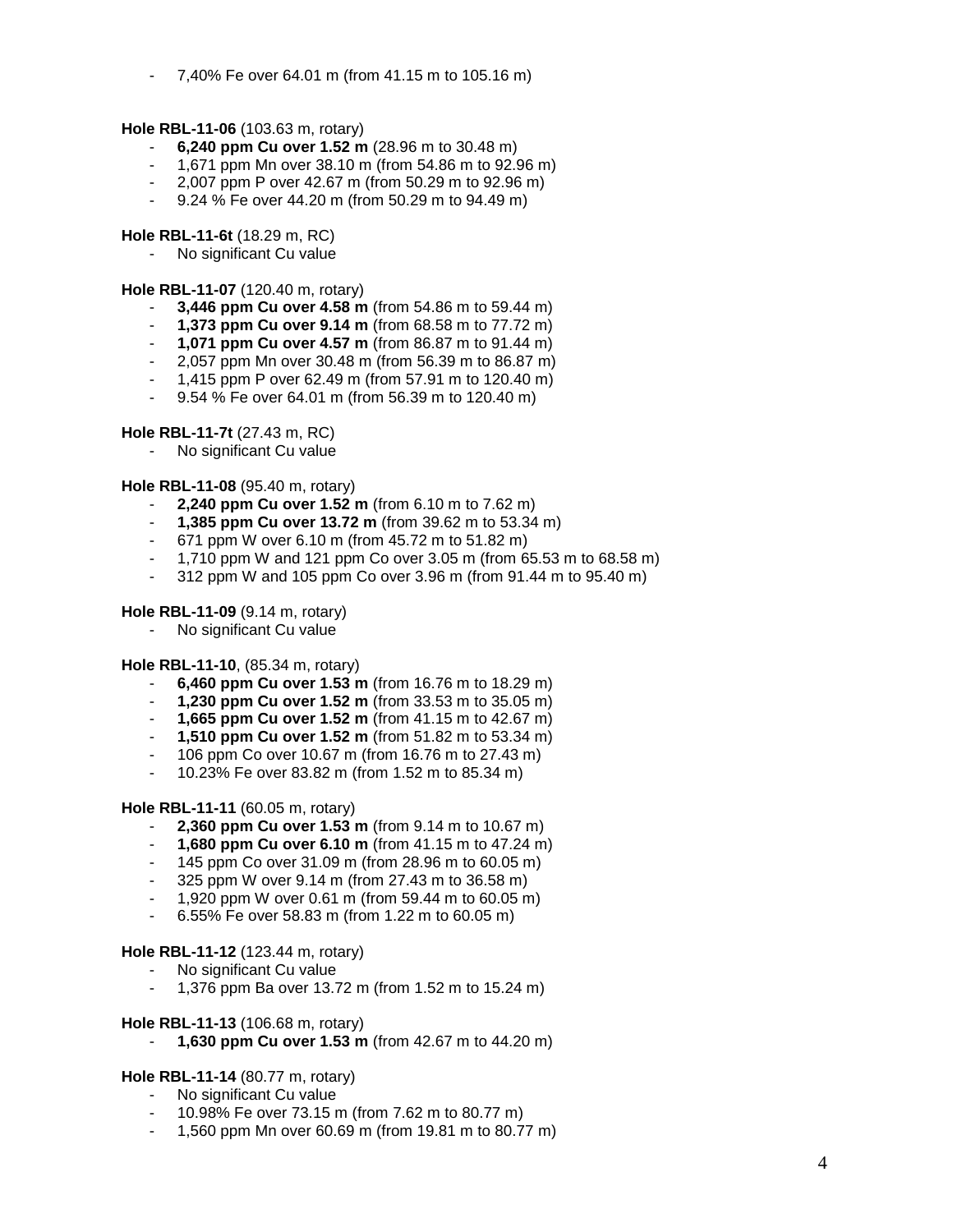- 7,40% Fe over 64.01 m (from 41.15 m to 105.16 m)

**Hole RBL-11-06** (103.63 m, rotary)

- **6,240 ppm Cu over 1.52 m** (28.96 m to 30.48 m)
- 1,671 ppm Mn over 38.10 m (from 54.86 m to 92.96 m)
- 2,007 ppm P over 42.67 m (from 50.29 m to 92.96 m)
- 9.24 % Fe over 44.20 m (from 50.29 m to 94.49 m)

**Hole RBL-11-6t** (18.29 m, RC)

- No significant Cu value

**Hole RBL-11-07** (120.40 m, rotary)

- **3,446 ppm Cu over 4.58 m** (from 54.86 m to 59.44 m)
- **1,373 ppm Cu over 9.14 m** (from 68.58 m to 77.72 m)
- **1,071 ppm Cu over 4.57 m** (from 86.87 m to 91.44 m)
- 2,057 ppm Mn over 30.48 m (from 56.39 m to 86.87 m)
- 1,415 ppm P over 62.49 m (from 57.91 m to 120.40 m)
- 9.54 % Fe over 64.01 m (from 56.39 m to 120.40 m)

**Hole RBL-11-7t** (27.43 m, RC)

- No significant Cu value

**Hole RBL-11-08** (95.40 m, rotary)

- **2,240 ppm Cu over 1.52 m** (from 6.10 m to 7.62 m)
- **1,385 ppm Cu over 13.72 m** (from 39.62 m to 53.34 m)
- 671 ppm W over 6.10 m (from 45.72 m to 51.82 m)
- 1,710 ppm W and 121 ppm Co over 3.05 m (from 65.53 m to 68.58 m)
- 312 ppm W and 105 ppm Co over 3.96 m (from 91.44 m to 95.40 m)

**Hole RBL-11-09** (9.14 m, rotary)

- No significant Cu value

**Hole RBL-11-10**, (85.34 m, rotary)

- **6,460 ppm Cu over 1.53 m** (from 16.76 m to 18.29 m)
- **1,230 ppm Cu over 1.52 m** (from 33.53 m to 35.05 m)
- **1,665 ppm Cu over 1.52 m** (from 41.15 m to 42.67 m)
- **1,510 ppm Cu over 1.52 m** (from 51.82 m to 53.34 m)
- 106 ppm Co over 10.67 m (from 16.76 m to 27.43 m)
- 10.23% Fe over 83.82 m (from 1.52 m to 85.34 m)

**Hole RBL-11-11** (60.05 m, rotary)

- **2,360 ppm Cu over 1.53 m** (from 9.14 m to 10.67 m)
- **1,680 ppm Cu over 6.10 m** (from 41.15 m to 47.24 m)
- 145 ppm Co over 31.09 m (from 28.96 m to 60.05 m)
- 325 ppm W over 9.14 m (from 27.43 m to 36.58 m)
- 1,920 ppm W over 0.61 m (from 59.44 m to 60.05 m)
- 6.55% Fe over 58.83 m (from 1.22 m to 60.05 m)

**Hole RBL-11-12** (123.44 m, rotary)

- No significant Cu value
- 1,376 ppm Ba over 13.72 m (from 1.52 m to 15.24 m)

**Hole RBL-11-13** (106.68 m, rotary)

- **1,630 ppm Cu over 1.53 m** (from 42.67 m to 44.20 m)

**Hole RBL-11-14** (80.77 m, rotary)

- No significant Cu value
- 10.98% Fe over 73.15 m (from 7.62 m to 80.77 m)
- 1,560 ppm Mn over 60.69 m (from 19.81 m to 80.77 m)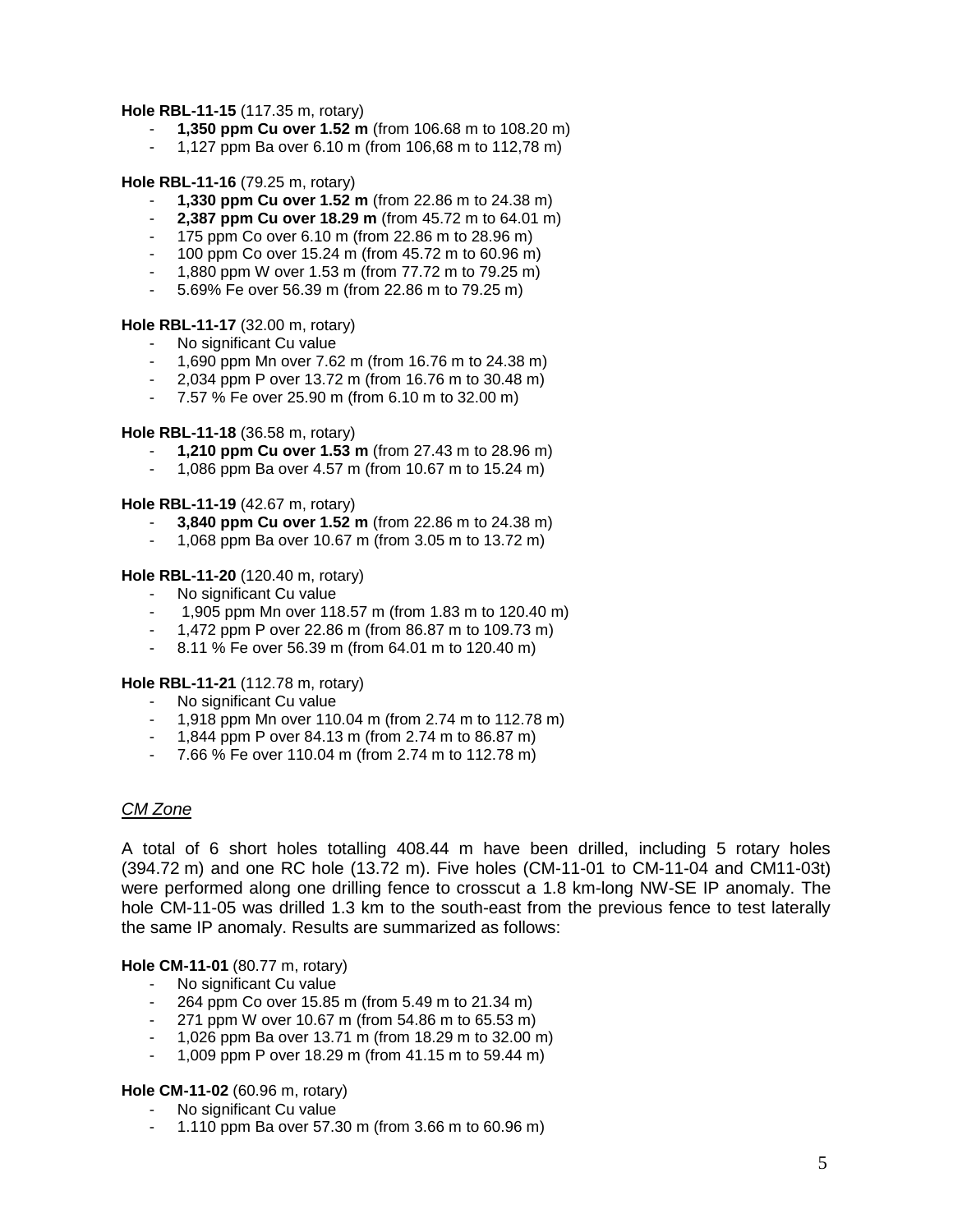**Hole RBL-11-15** (117.35 m, rotary)

- **1,350 ppm Cu over 1.52 m** (from 106.68 m to 108.20 m)
- 1,127 ppm Ba over 6.10 m (from 106,68 m to 112,78 m)

**Hole RBL-11-16** (79.25 m, rotary)

- **1,330 ppm Cu over 1.52 m** (from 22.86 m to 24.38 m)
- **2,387 ppm Cu over 18.29 m** (from 45.72 m to 64.01 m)
- 175 ppm Co over 6.10 m (from 22.86 m to 28.96 m)
- 100 ppm Co over 15.24 m (from 45.72 m to 60.96 m)
- 1,880 ppm W over 1.53 m (from 77.72 m to 79.25 m)
- 5.69% Fe over 56.39 m (from 22.86 m to 79.25 m)

**Hole RBL-11-17** (32.00 m, rotary)

- No significant Cu value
- 1,690 ppm Mn over 7.62 m (from 16.76 m to 24.38 m)
- 2,034 ppm P over 13.72 m (from 16.76 m to 30.48 m)
- 7.57 % Fe over 25.90 m (from 6.10 m to 32.00 m)

**Hole RBL-11-18** (36.58 m, rotary)

- **1,210 ppm Cu over 1.53 m** (from 27.43 m to 28.96 m)
- 1,086 ppm Ba over 4.57 m (from 10.67 m to 15.24 m)

**Hole RBL-11-19** (42.67 m, rotary)

- **3,840 ppm Cu over 1.52 m** (from 22.86 m to 24.38 m)
- 1,068 ppm Ba over 10.67 m (from 3.05 m to 13.72 m)

**Hole RBL-11-20** (120.40 m, rotary)

- No significant Cu value
- 1,905 ppm Mn over 118.57 m (from 1.83 m to 120.40 m)
- 1,472 ppm P over 22.86 m (from 86.87 m to 109.73 m)
- 8.11 % Fe over 56.39 m (from 64.01 m to 120.40 m)

**Hole RBL-11-21** (112.78 m, rotary)

- No significant Cu value
- 1,918 ppm Mn over 110.04 m (from 2.74 m to 112.78 m)
- 1,844 ppm P over 84.13 m (from 2.74 m to 86.87 m)
- 7.66 % Fe over 110.04 m (from 2.74 m to 112.78 m)

*CM Zone*

A total of 6 short holes totalling 408.44 m have been drilled, including 5 rotary holes (394.72 m) and one RC hole (13.72 m). Five holes (CM-11-01 to CM-11-04 and CM11-03t) were performed along one drilling fence to crosscut a 1.8 km-long NW-SE IP anomaly. The hole CM-11-05 was drilled 1.3 km to the south-east from the previous fence to test laterally the same IP anomaly. Results are summarized as follows:

**Hole CM-11-01** (80.77 m, rotary)

- No significant Cu value
- 264 ppm Co over 15.85 m (from 5.49 m to 21.34 m)
- 271 ppm W over 10.67 m (from 54.86 m to 65.53 m)
- 1,026 ppm Ba over 13.71 m (from 18.29 m to 32.00 m)
- 1,009 ppm P over 18.29 m (from 41.15 m to 59.44 m)

**Hole CM-11-02** (60.96 m, rotary)

- No significant Cu value
- 1.110 ppm Ba over 57.30 m (from 3.66 m to 60.96 m)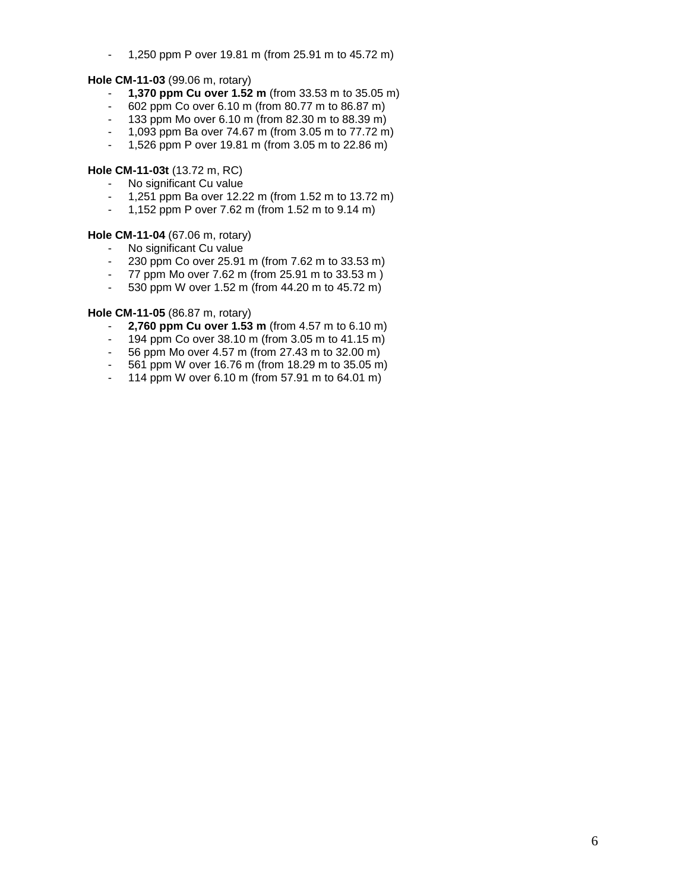- 1,250 ppm P over 19.81 m (from 25.91 m to 45.72 m)

**Hole CM-11-03** (99.06 m, rotary)

- **1,370 ppm Cu over 1.52 m** (from 33.53 m to 35.05 m)
- 602 ppm Co over 6.10 m (from 80.77 m to 86.87 m)
- 133 ppm Mo over 6.10 m (from 82.30 m to 88.39 m)
- 1,093 ppm Ba over 74.67 m (from 3.05 m to 77.72 m)
- 1,526 ppm P over 19.81 m (from 3.05 m to 22.86 m)

**Hole CM-11-03t** (13.72 m, RC)

- No significant Cu value
- 1,251 ppm Ba over 12.22 m (from 1.52 m to 13.72 m)
- 1,152 ppm P over 7.62 m (from 1.52 m to 9.14 m)

**Hole CM-11-04** (67.06 m, rotary)

- No significant Cu value
- 230 ppm Co over 25.91 m (from 7.62 m to 33.53 m)
- 77 ppm Mo over 7.62 m (from 25.91 m to 33.53 m )
- 530 ppm W over 1.52 m (from 44.20 m to 45.72 m)

**Hole CM-11-05** (86.87 m, rotary)

- **2,760 ppm Cu over 1.53 m** (from 4.57 m to 6.10 m)
- 194 ppm Co over 38.10 m (from 3.05 m to 41.15 m)
- 56 ppm Mo over 4.57 m (from 27.43 m to 32.00 m)
- 561 ppm W over 16.76 m (from 18.29 m to 35.05 m)
- 114 ppm W over 6.10 m (from 57.91 m to 64.01 m)